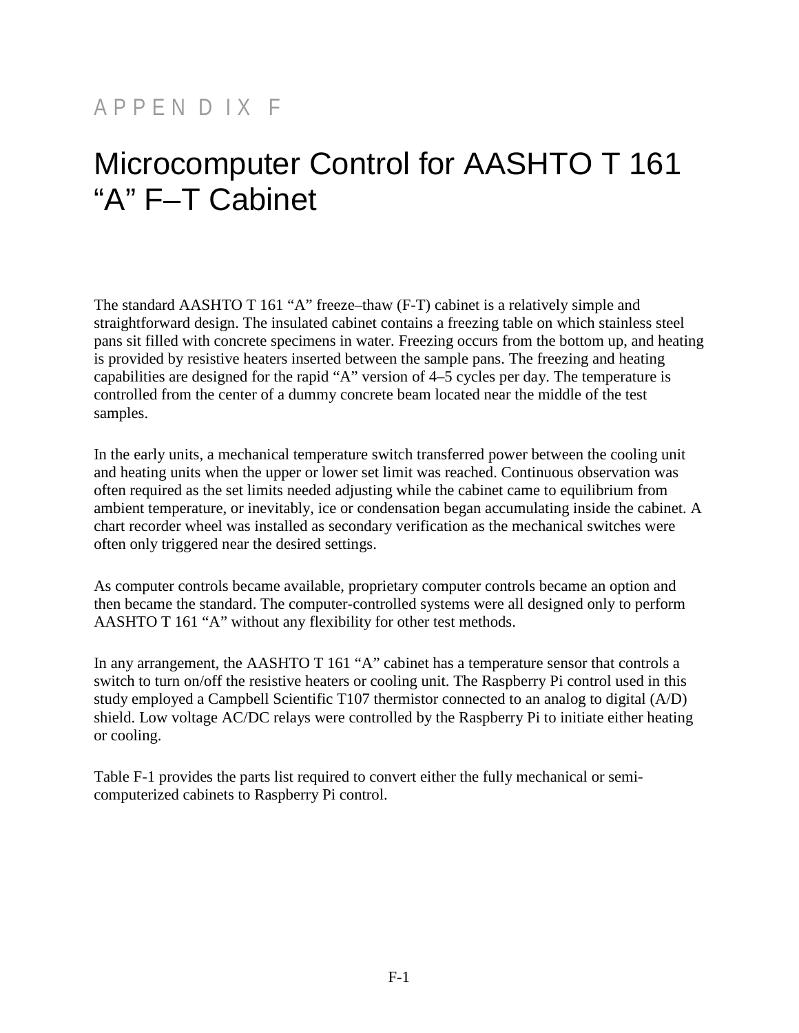# APPENDIX F

# Microcomputer Control for AASHTO T 161 "A" F–T Cabinet

The standard AASHTO T 161 "A" freeze–thaw (F-T) cabinet is a relatively simple and straightforward design. The insulated cabinet contains a freezing table on which stainless steel pans sit filled with concrete specimens in water. Freezing occurs from the bottom up, and heating is provided by resistive heaters inserted between the sample pans. The freezing and heating capabilities are designed for the rapid "A" version of 4–5 cycles per day. The temperature is controlled from the center of a dummy concrete beam located near the middle of the test samples.

In the early units, a mechanical temperature switch transferred power between the cooling unit and heating units when the upper or lower set limit was reached. Continuous observation was often required as the set limits needed adjusting while the cabinet came to equilibrium from ambient temperature, or inevitably, ice or condensation began accumulating inside the cabinet. A chart recorder wheel was installed as secondary verification as the mechanical switches were often only triggered near the desired settings.

As computer controls became available, proprietary computer controls became an option and then became the standard. The computer-controlled systems were all designed only to perform AASHTO T 161 "A" without any flexibility for other test methods.

In any arrangement, the AASHTO T 161 "A" cabinet has a temperature sensor that controls a switch to turn on/off the resistive heaters or cooling unit. The Raspberry Pi control used in this study employed a Campbell Scientific T107 thermistor connected to an analog to digital (A/D) shield. Low voltage AC/DC relays were controlled by the Raspberry Pi to initiate either heating or cooling.

Table F-1 provides the parts list required to convert either the fully mechanical or semi-computerized cabinets to Raspberry Pi control.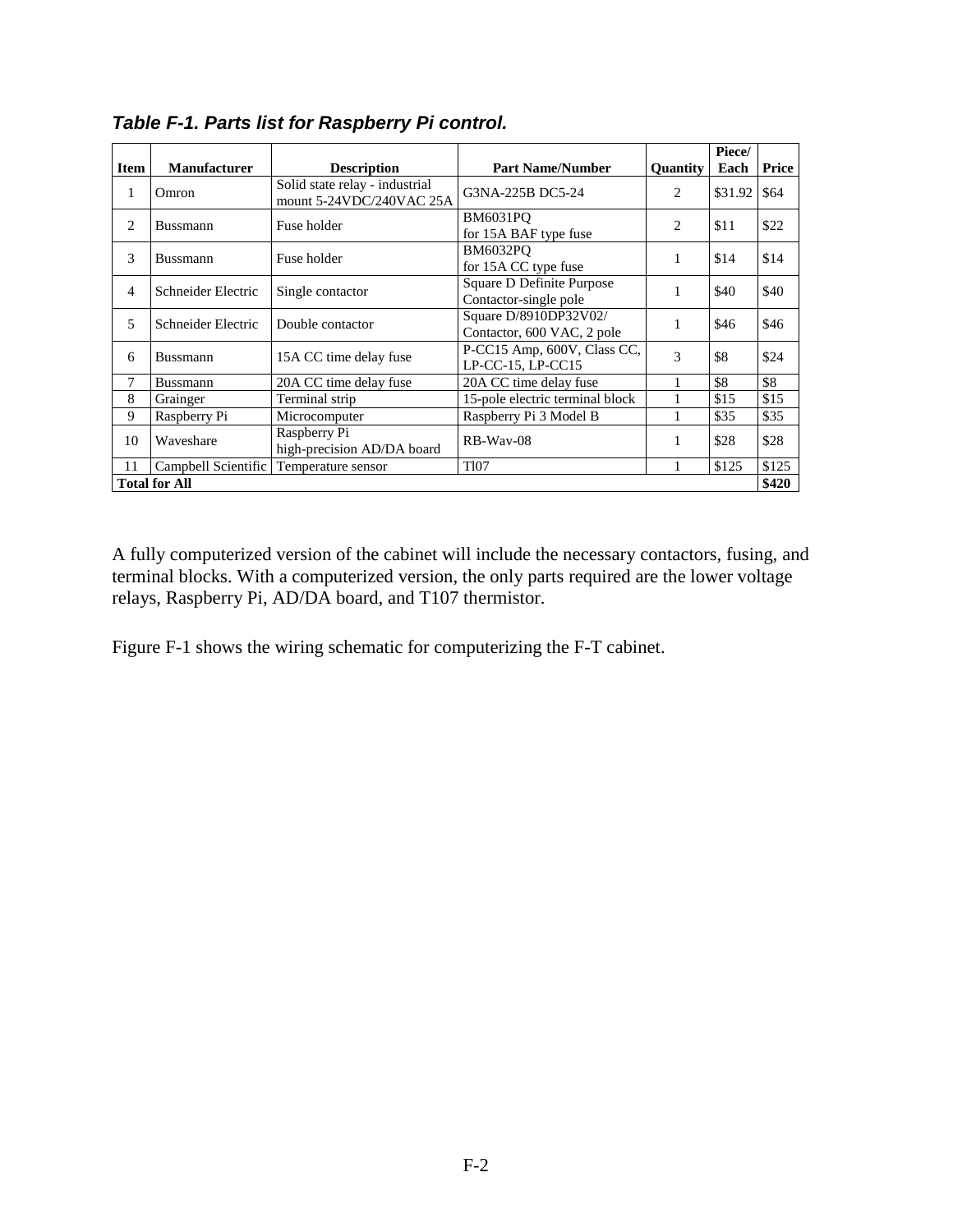***Table F-1. Parts list for Raspberry Pi control.***

| Item | Manufacturer | Description | Part Name/Number | Quantity | Piece/ Each | Price |
|---|---|---|---|---|---|---|
| 1 | Omron | Solid state relay - industrial mount 5-24VDC/240VAC 25A | G3NA-225B DC5-24 | 2 | $31.92 | $64 |
| 2 | Bussmann | Fuse holder | BM6031PQ for 15A BAF type fuse | 2 | $11 | $22 |
| 3 | Bussmann | Fuse holder | BM6032PQ for 15A CC type fuse | 1 | $14 | $14 |
| 4 | Schneider Electric | Single contactor | Square D Definite Purpose Contactor-single pole | 1 | $40 | $40 |
| 5 | Schneider Electric | Double contactor | Square D/8910DP32V02/ Contactor, 600 VAC, 2 pole | 1 | $46 | $46 |
| 6 | Bussmann | 15A CC time delay fuse | P-CC15 Amp, 600V, Class CC, LP-CC-15, LP-CC15 | 3 | $8 | $24 |
| 7 | Bussmann | 20A CC time delay fuse | 20A CC time delay fuse | 1 | $8 | $8 |
| 8 | Grainger | Terminal strip | 15-pole electric terminal block | 1 | $15 | $15 |
| 9 | Raspberry Pi | Microcomputer | Raspberry Pi 3 Model B | 1 | $35 | $35 |
| 10 | Waveshare | Raspberry Pi high-precision AD/DA board | RB-Wav-08 | 1 | $28 | $28 |
| 11 | Campbell Scientific | Temperature sensor | Tl07 | 1 | $125 | $125 |
| **Total for All** | | | | | | **$420** |

A fully computerized version of the cabinet will include the necessary contactors, fusing, and terminal blocks. With a computerized version, the only parts required are the lower voltage relays, Raspberry Pi, AD/DA board, and T107 thermistor.

Figure F-1 shows the wiring schematic for computerizing the F-T cabinet.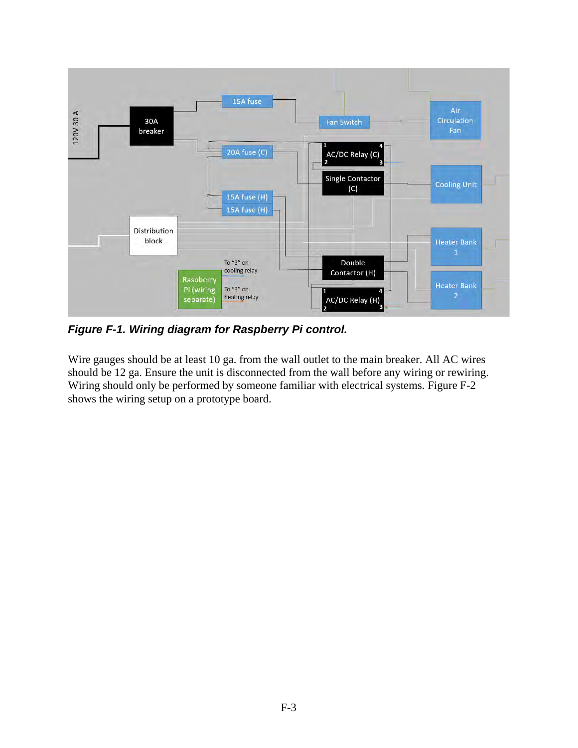*Figure F-1. Wiring diagram for Raspberry Pi control.*

Wire gauges should be at least 10 ga. from the wall outlet to the main breaker. All AC wires should be 12 ga. Ensure the unit is disconnected from the wall before any wiring or rewiring. Wiring should only be performed by someone familiar with electrical systems. Figure F-2 shows the wiring setup on a prototype board.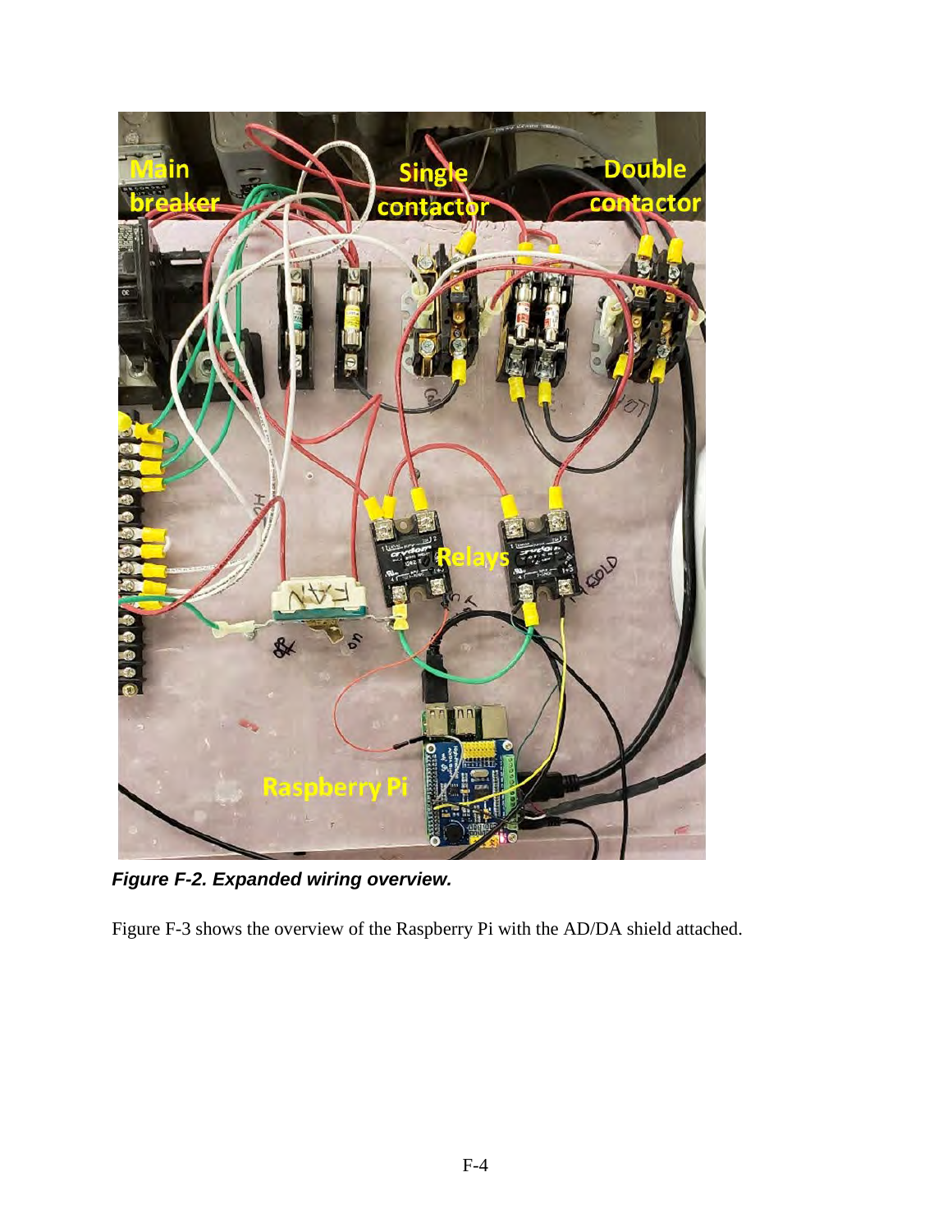***Figure F-2. Expanded wiring overview.***

Figure F-3 shows the overview of the Raspberry Pi with the AD/DA shield attached.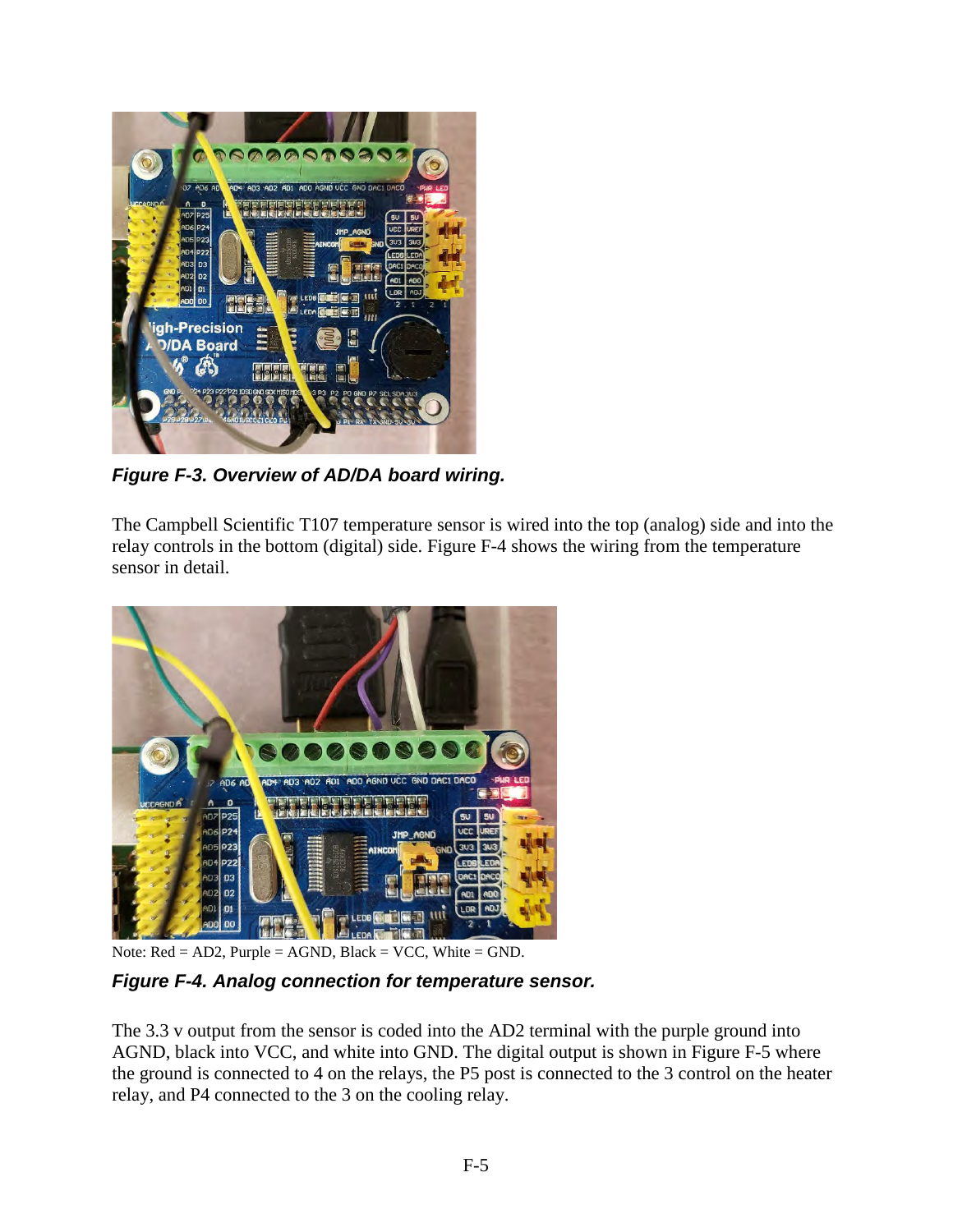*Figure F-3. Overview of AD/DA board wiring.*

The Campbell Scientific T107 temperature sensor is wired into the top (analog) side and into the relay controls in the bottom (digital) side. Figure F-4 shows the wiring from the temperature sensor in detail.

Note: Red = AD2, Purple = AGND, Black = VCC, White = GND.

*Figure F-4. Analog connection for temperature sensor.*

The 3.3 v output from the sensor is coded into the AD2 terminal with the purple ground into AGND, black into VCC, and white into GND. The digital output is shown in Figure F-5 where the ground is connected to 4 on the relays, the P5 post is connected to the 3 control on the heater relay, and P4 connected to the 3 on the cooling relay.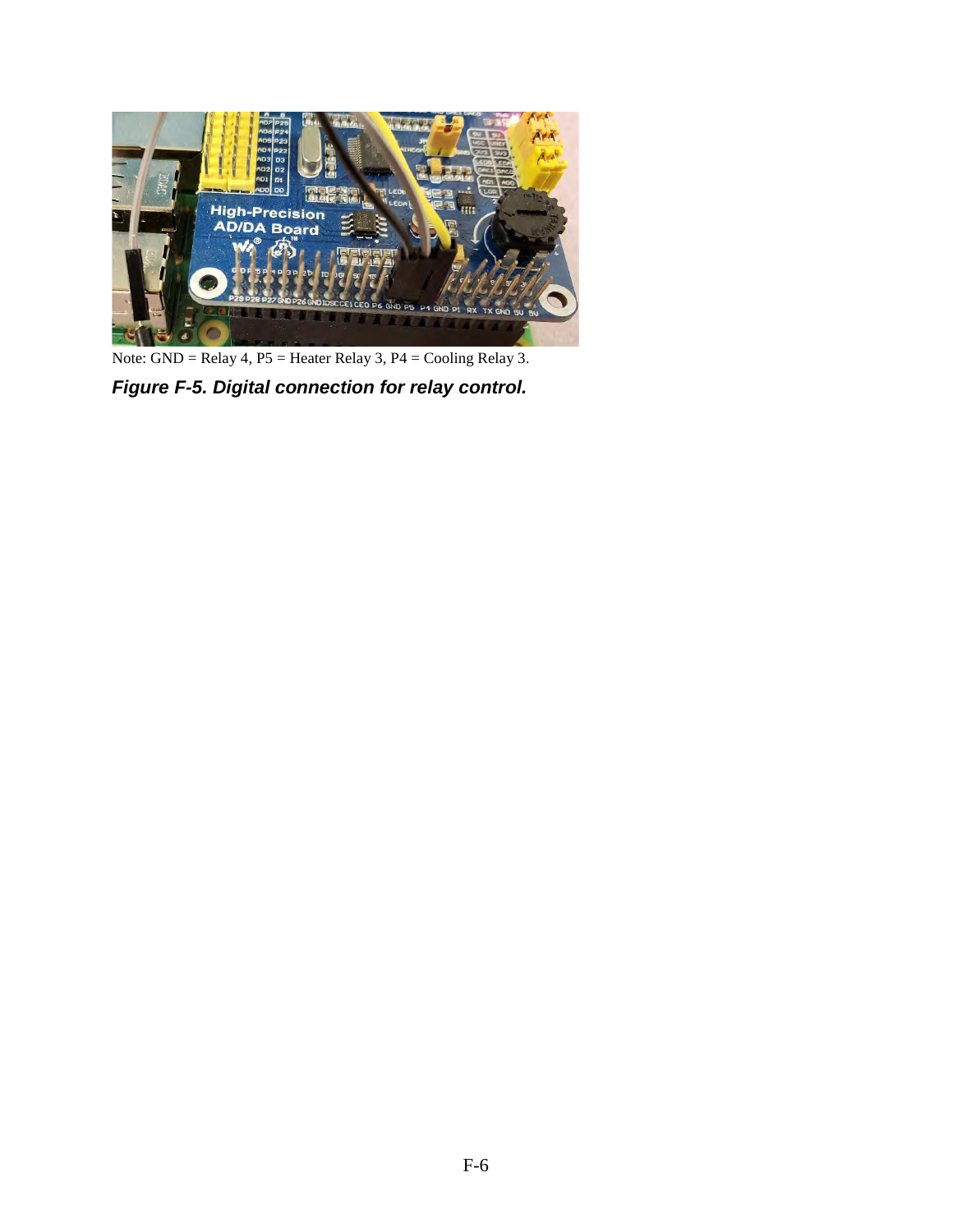Note: GND = Relay 4, P5 = Heater Relay 3, P4 = Cooling Relay 3.

***Figure F-5. Digital connection for relay control.***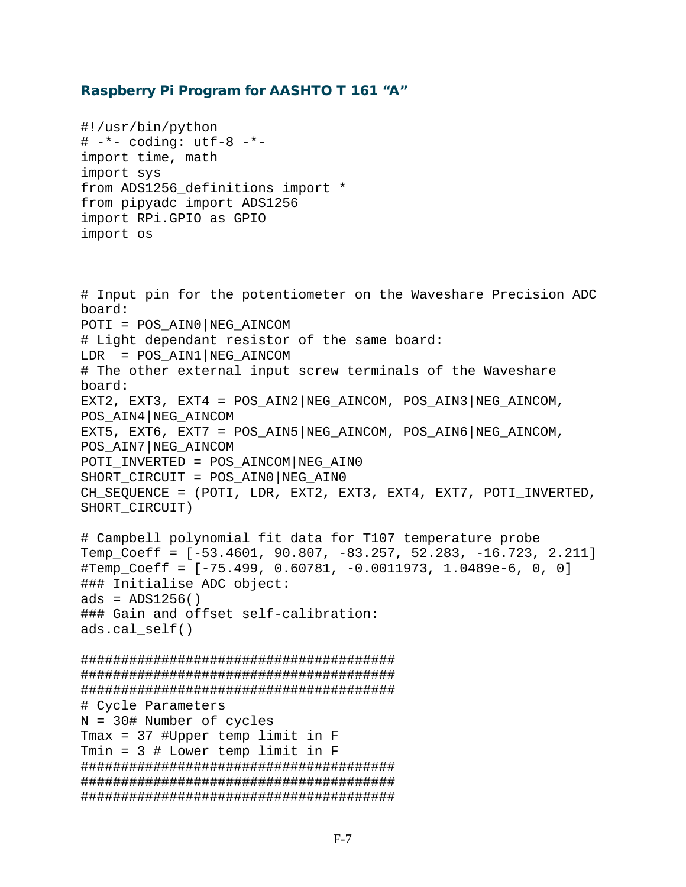### Raspberry Pi Program for AASHTO T 161 “A”

```
#!/usr/bin/python
# -*- coding: utf-8 -*-
import time, math
import sys
from ADS1256_definitions import *
from pipyadc import ADS1256
import RPi.GPIO as GPIO
import os



# Input pin for the potentiometer on the Waveshare Precision ADC
board:
POTI = POS_AIN0|NEG_AINCOM
# Light dependant resistor of the same board:
LDR  = POS_AIN1|NEG_AINCOM
# The other external input screw terminals of the Waveshare
board:
EXT2, EXT3, EXT4 = POS_AIN2|NEG_AINCOM, POS_AIN3|NEG_AINCOM,
POS_AIN4|NEG_AINCOM
EXT5, EXT6, EXT7 = POS_AIN5|NEG_AINCOM, POS_AIN6|NEG_AINCOM,
POS_AIN7|NEG_AINCOM
POTI_INVERTED = POS_AINCOM|NEG_AIN0
SHORT_CIRCUIT = POS_AIN0|NEG_AIN0
CH_SEQUENCE = (POTI, LDR, EXT2, EXT3, EXT4, EXT7, POTI_INVERTED,
SHORT_CIRCUIT)

# Campbell polynomial fit data for T107 temperature probe
Temp_Coeff = [-53.4601, 90.807, -83.257, 52.283, -16.723, 2.211]
#Temp_Coeff = [-75.499, 0.60781, -0.0011973, 1.0489e-6, 0, 0]
### Initialise ADC object:
ads = ADS1256()
### Gain and offset self-calibration:
ads.cal_self()

#######################################
#######################################
#######################################
# Cycle Parameters
N = 30# Number of cycles
Tmax = 37 #Upper temp limit in F
Tmin = 3 # Lower temp limit in F
#######################################
#######################################
#######################################
```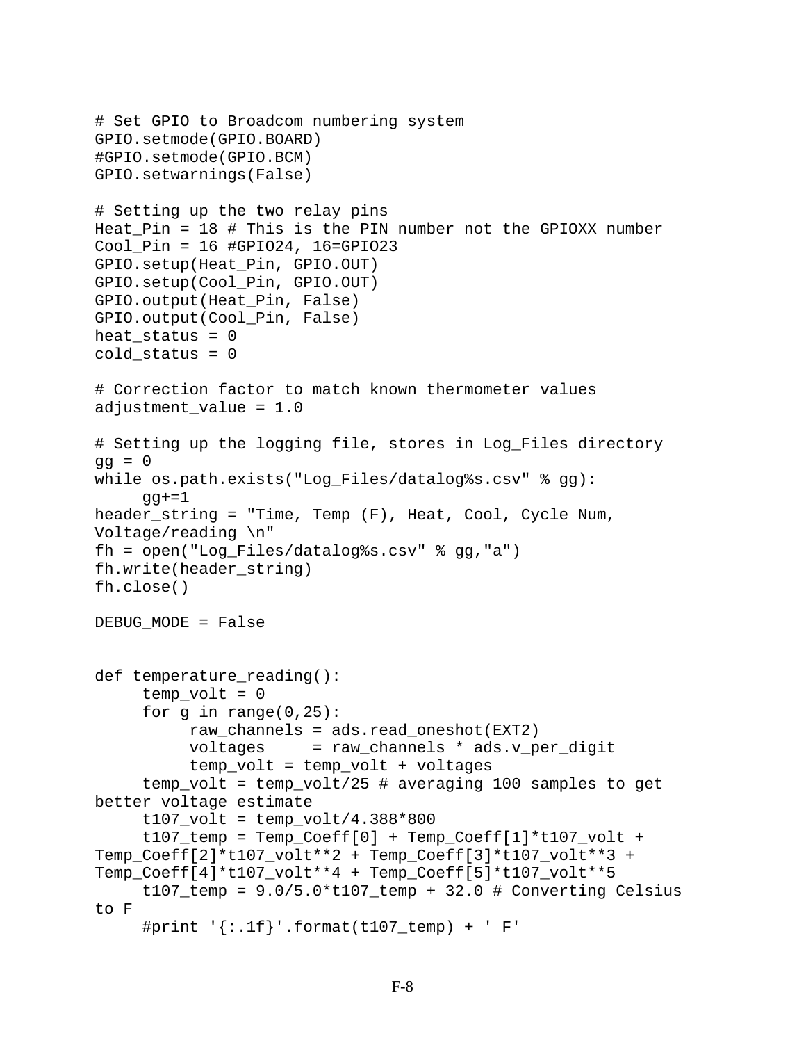```
# Set GPIO to Broadcom numbering system
GPIO.setmode(GPIO.BOARD)
#GPIO.setmode(GPIO.BCM)
GPIO.setwarnings(False)

# Setting up the two relay pins
Heat_Pin = 18 # This is the PIN number not the GPIOXX number
Cool_Pin = 16 #GPIO24, 16=GPIO23
GPIO.setup(Heat_Pin, GPIO.OUT)
GPIO.setup(Cool_Pin, GPIO.OUT)
GPIO.output(Heat_Pin, False)
GPIO.output(Cool_Pin, False)
heat_status = 0
cold_status = 0

# Correction factor to match known thermometer values
adjustment_value = 1.0

# Setting up the logging file, stores in Log_Files directory
gg = 0
while os.path.exists("Log_Files/datalog%s.csv" % gg):
     gg+=1
header_string = "Time, Temp (F), Heat, Cool, Cycle Num,
Voltage/reading \n"
fh = open("Log_Files/datalog%s.csv" % gg,"a")
fh.write(header_string)
fh.close()

DEBUG_MODE = False


def temperature_reading():
     temp_volt = 0
     for g in range(0,25):
          raw_channels = ads.read_oneshot(EXT2)
          voltages     = raw_channels * ads.v_per_digit
          temp_volt = temp_volt + voltages
     temp_volt = temp_volt/25 # averaging 100 samples to get
better voltage estimate
     t107_volt = temp_volt/4.388*800
     t107_temp = Temp_Coeff[0] + Temp_Coeff[1]*t107_volt +
Temp_Coeff[2]*t107_volt**2 + Temp_Coeff[3]*t107_volt**3 +
Temp_Coeff[4]*t107_volt**4 + Temp_Coeff[5]*t107_volt**5
     t107_temp = 9.0/5.0*t107_temp + 32.0 # Converting Celsius
to F
     #print '{:.1f}'.format(t107_temp) + ' F'
```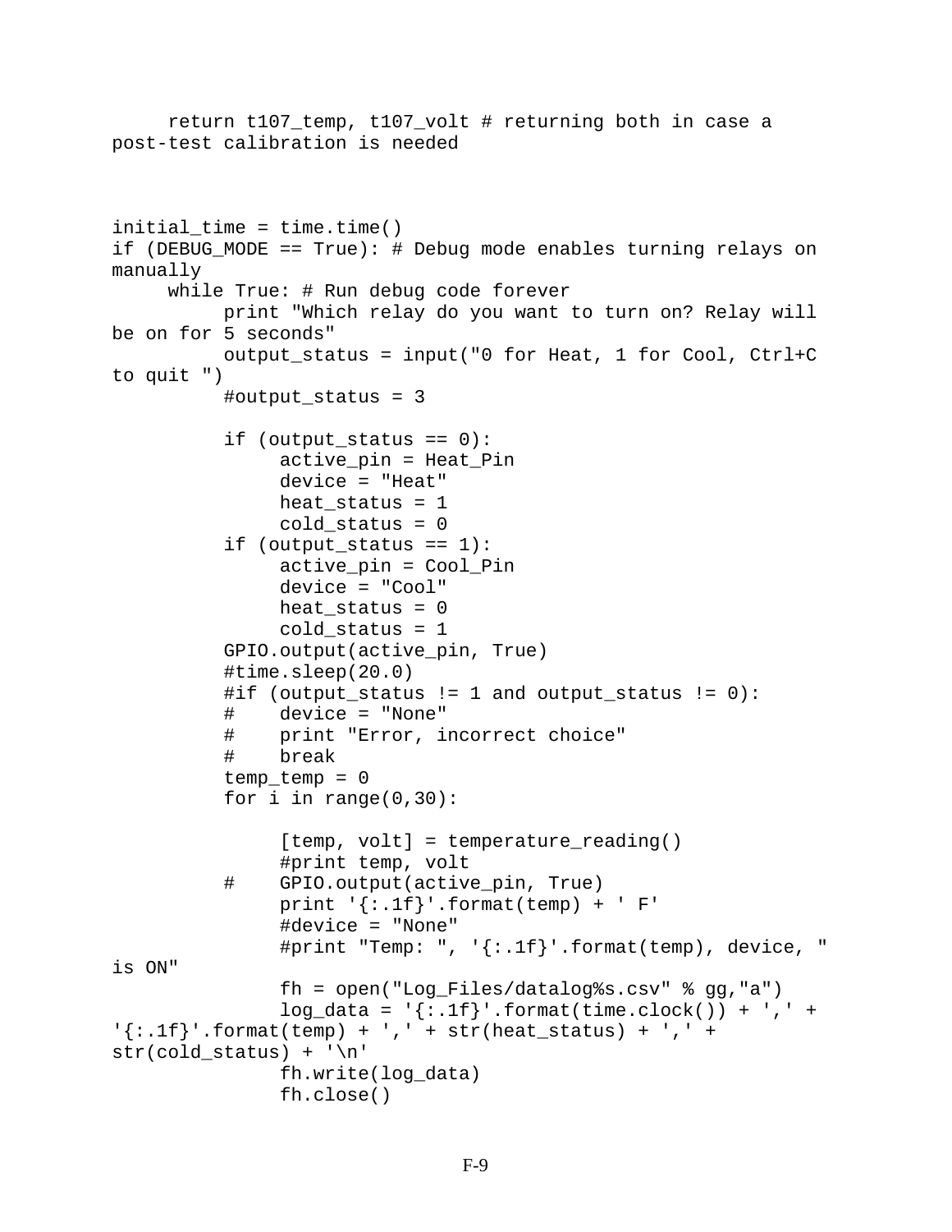```
     return t107_temp, t107_volt # returning both in case a
post-test calibration is needed



initial_time = time.time()
if (DEBUG_MODE == True): # Debug mode enables turning relays on
manually
     while True: # Run debug code forever
          print "Which relay do you want to turn on? Relay will
be on for 5 seconds"
          output_status = input("0 for Heat, 1 for Cool, Ctrl+C
to quit ")
          #output_status = 3

          if (output_status == 0):
               active_pin = Heat_Pin
               device = "Heat"
               heat_status = 1
               cold_status = 0
          if (output_status == 1):
               active_pin = Cool_Pin
               device = "Cool"
               heat_status = 0
               cold_status = 1
          GPIO.output(active_pin, True)
          #time.sleep(20.0)
          #if (output_status != 1 and output_status != 0):
          #    device = "None"
          #    print "Error, incorrect choice"
          #    break
          temp_temp = 0
          for i in range(0,30):

               [temp, volt] = temperature_reading()
               #print temp, volt
          #    GPIO.output(active_pin, True)
               print '{:.1f}'.format(temp) + ' F'
               #device = "None"
               #print "Temp: ", '{:.1f}'.format(temp), device, "
is ON"
               fh = open("Log_Files/datalog%s.csv" % gg,"a")
               log_data = '{:.1f}'.format(time.clock()) + ',' +
'{:.1f}'.format(temp) + ',' + str(heat_status) + ',' +
str(cold_status) + '\n'
               fh.write(log_data)
               fh.close()
```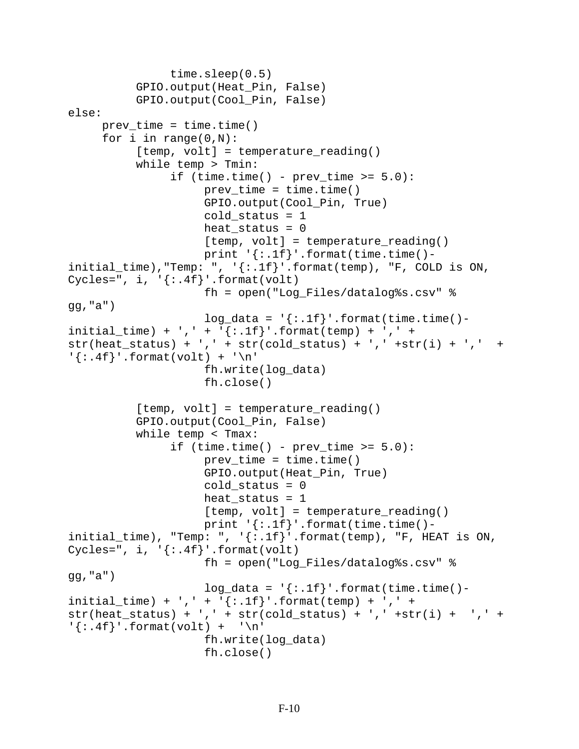```
                time.sleep(0.5)
            GPIO.output(Heat_Pin, False)
            GPIO.output(Cool_Pin, False)
else:
     prev_time = time.time()
     for i in range(0,N):
          [temp, volt] = temperature_reading()
          while temp > Tmin:
               if (time.time() - prev_time >= 5.0):
                    prev_time = time.time()
                    GPIO.output(Cool_Pin, True)
                    cold_status = 1
                    heat_status = 0
                    [temp, volt] = temperature_reading()
                    print '{:.1f}'.format(time.time()-
initial_time),"Temp: ", '{:.1f}'.format(temp), "F, COLD is ON,
Cycles=", i, '{:.4f}'.format(volt)
                    fh = open("Log_Files/datalog%s.csv" %
gg,"a")
                    log_data = '{:.1f}'.format(time.time()-
initial_time) + ',' + '{:.1f}'.format(temp) + ',' +
str(heat_status) + ',' + str(cold_status) + ',' +str(i) + ','  +
'{:.4f}'.format(volt) + '\n'
                    fh.write(log_data)
                    fh.close()

          [temp, volt] = temperature_reading()
          GPIO.output(Cool_Pin, False)
          while temp < Tmax:
               if (time.time() - prev_time >= 5.0):
                    prev_time = time.time()
                    GPIO.output(Heat_Pin, True)
                    cold_status = 0
                    heat_status = 1
                    [temp, volt] = temperature_reading()
                    print '{:.1f}'.format(time.time()-
initial_time), "Temp: ", '{:.1f}'.format(temp), "F, HEAT is ON,
Cycles=", i, '{:.4f}'.format(volt)
                    fh = open("Log_Files/datalog%s.csv" %
gg,"a")
                    log_data = '{:.1f}'.format(time.time()-
initial_time) + ',' + '{:.1f}'.format(temp) + ',' +
str(heat_status) + ',' + str(cold_status) + ',' +str(i) +  ',' +
'{:.4f}'.format(volt) +  '\n'
                    fh.write(log_data)
                    fh.close()
```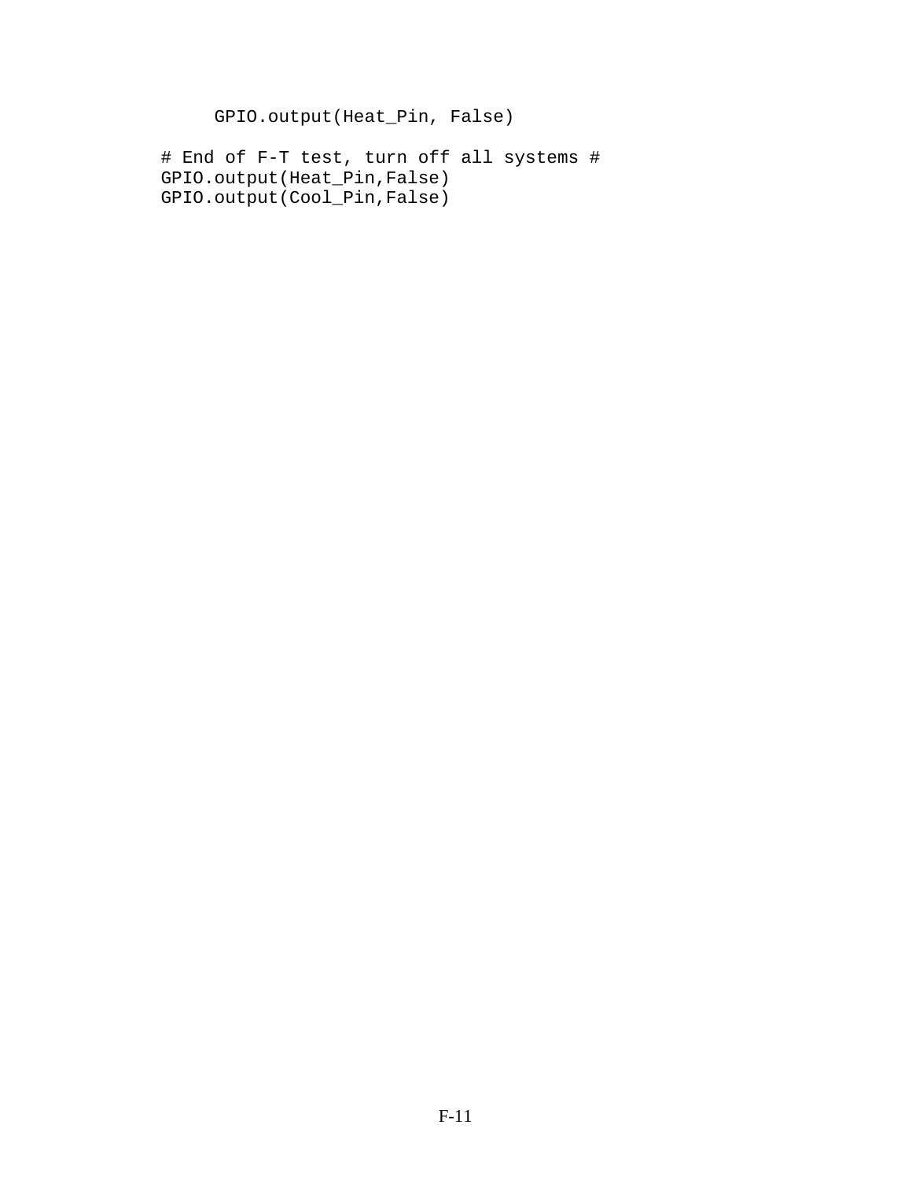```
        GPIO.output(Heat_Pin, False)

    # End of F-T test, turn off all systems #
    GPIO.output(Heat_Pin,False)
    GPIO.output(Cool_Pin,False)
```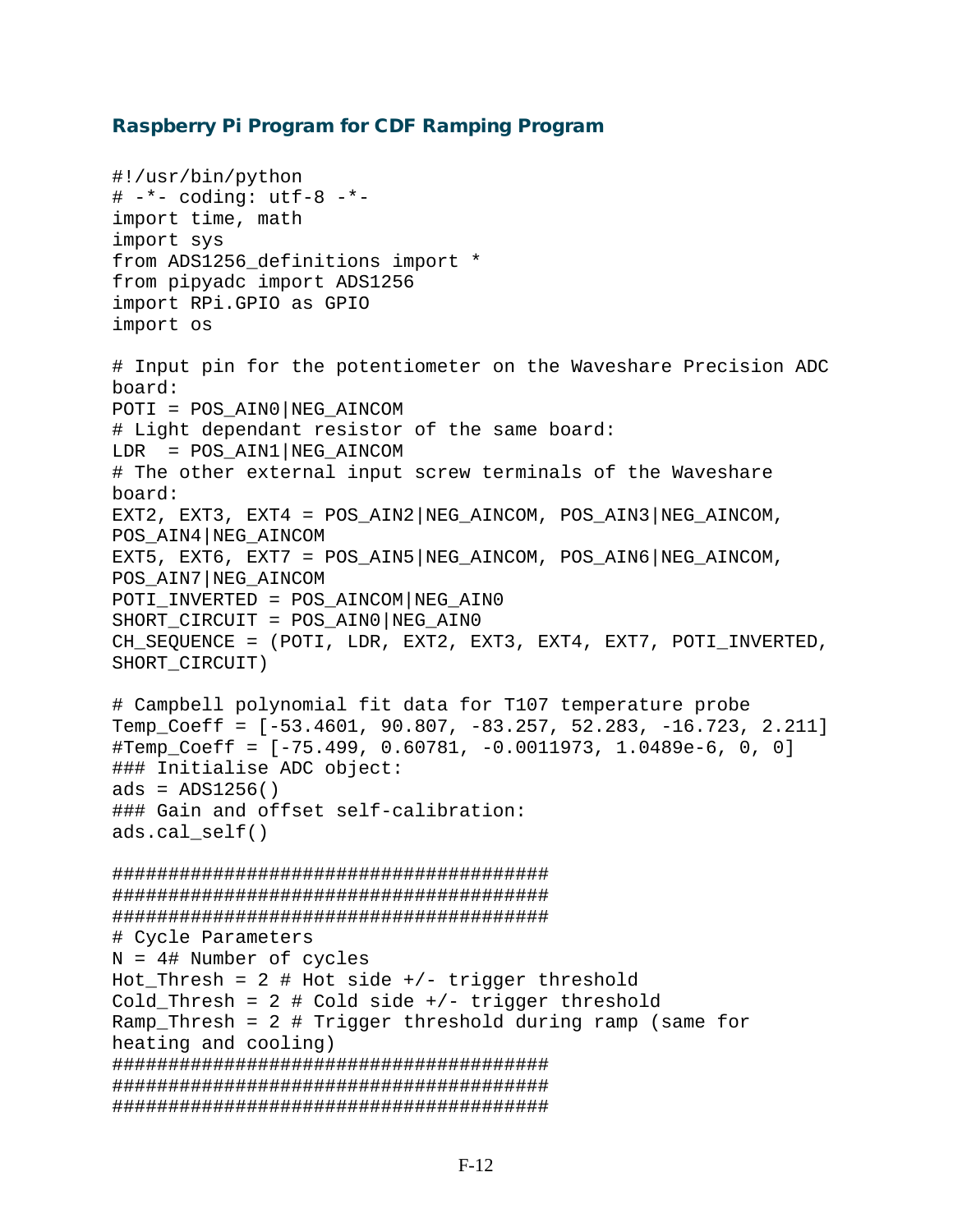## Raspberry Pi Program for CDF Ramping Program

```
#!/usr/bin/python
# -*- coding: utf-8 -*-
import time, math
import sys
from ADS1256_definitions import *
from pipyadc import ADS1256
import RPi.GPIO as GPIO
import os

# Input pin for the potentiometer on the Waveshare Precision ADC
board:
POTI = POS_AIN0|NEG_AINCOM
# Light dependant resistor of the same board:
LDR  = POS_AIN1|NEG_AINCOM
# The other external input screw terminals of the Waveshare
board:
EXT2, EXT3, EXT4 = POS_AIN2|NEG_AINCOM, POS_AIN3|NEG_AINCOM,
POS_AIN4|NEG_AINCOM
EXT5, EXT6, EXT7 = POS_AIN5|NEG_AINCOM, POS_AIN6|NEG_AINCOM,
POS_AIN7|NEG_AINCOM
POTI_INVERTED = POS_AINCOM|NEG_AIN0
SHORT_CIRCUIT = POS_AIN0|NEG_AIN0
CH_SEQUENCE = (POTI, LDR, EXT2, EXT3, EXT4, EXT7, POTI_INVERTED,
SHORT_CIRCUIT)

# Campbell polynomial fit data for T107 temperature probe
Temp_Coeff = [-53.4601, 90.807, -83.257, 52.283, -16.723, 2.211]
#Temp_Coeff = [-75.499, 0.60781, -0.0011973, 1.0489e-6, 0, 0]
### Initialise ADC object:
ads = ADS1256()
### Gain and offset self-calibration:
ads.cal_self()

#######################################
#######################################
#######################################
# Cycle Parameters
N = 4# Number of cycles
Hot_Thresh = 2 # Hot side +/- trigger threshold
Cold_Thresh = 2 # Cold side +/- trigger threshold
Ramp_Thresh = 2 # Trigger threshold during ramp (same for
heating and cooling)
#######################################
#######################################
#######################################
```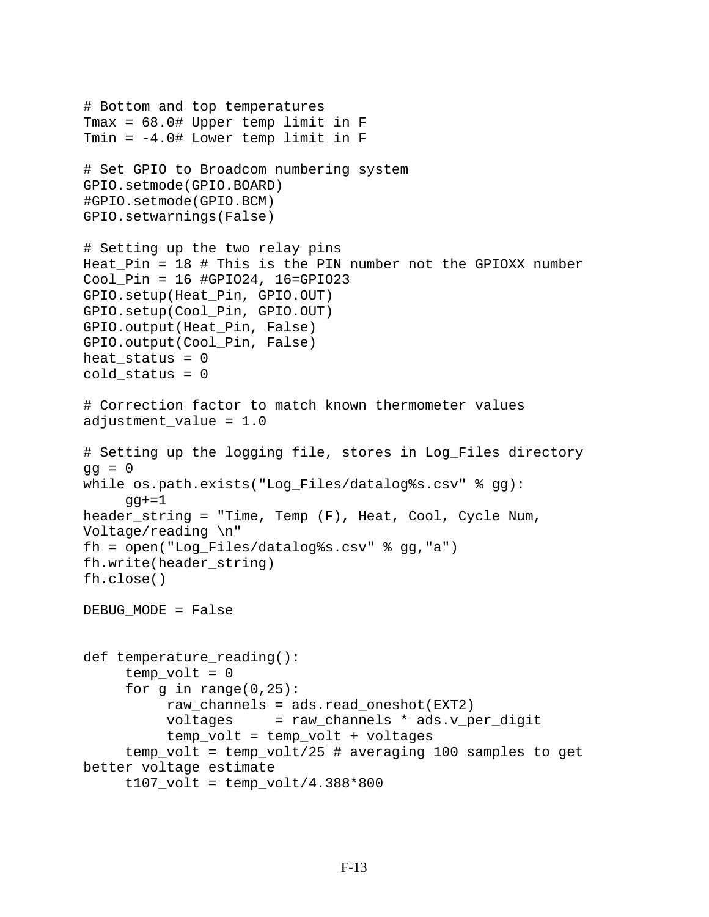```
# Bottom and top temperatures
Tmax = 68.0# Upper temp limit in F
Tmin = -4.0# Lower temp limit in F

# Set GPIO to Broadcom numbering system
GPIO.setmode(GPIO.BOARD)
#GPIO.setmode(GPIO.BCM)
GPIO.setwarnings(False)

# Setting up the two relay pins
Heat_Pin = 18 # This is the PIN number not the GPIOXX number
Cool_Pin = 16 #GPIO24, 16=GPIO23
GPIO.setup(Heat_Pin, GPIO.OUT)
GPIO.setup(Cool_Pin, GPIO.OUT)
GPIO.output(Heat_Pin, False)
GPIO.output(Cool_Pin, False)
heat_status = 0
cold_status = 0

# Correction factor to match known thermometer values
adjustment_value = 1.0

# Setting up the logging file, stores in Log_Files directory
gg = 0
while os.path.exists("Log_Files/datalog%s.csv" % gg):
     gg+=1
header_string = "Time, Temp (F), Heat, Cool, Cycle Num,
Voltage/reading \n"
fh = open("Log_Files/datalog%s.csv" % gg,"a")
fh.write(header_string)
fh.close()

DEBUG_MODE = False


def temperature_reading():
     temp_volt = 0
     for g in range(0,25):
          raw_channels = ads.read_oneshot(EXT2)
          voltages     = raw_channels * ads.v_per_digit
          temp_volt = temp_volt + voltages
     temp_volt = temp_volt/25 # averaging 100 samples to get
better voltage estimate
     t107_volt = temp_volt/4.388*800
```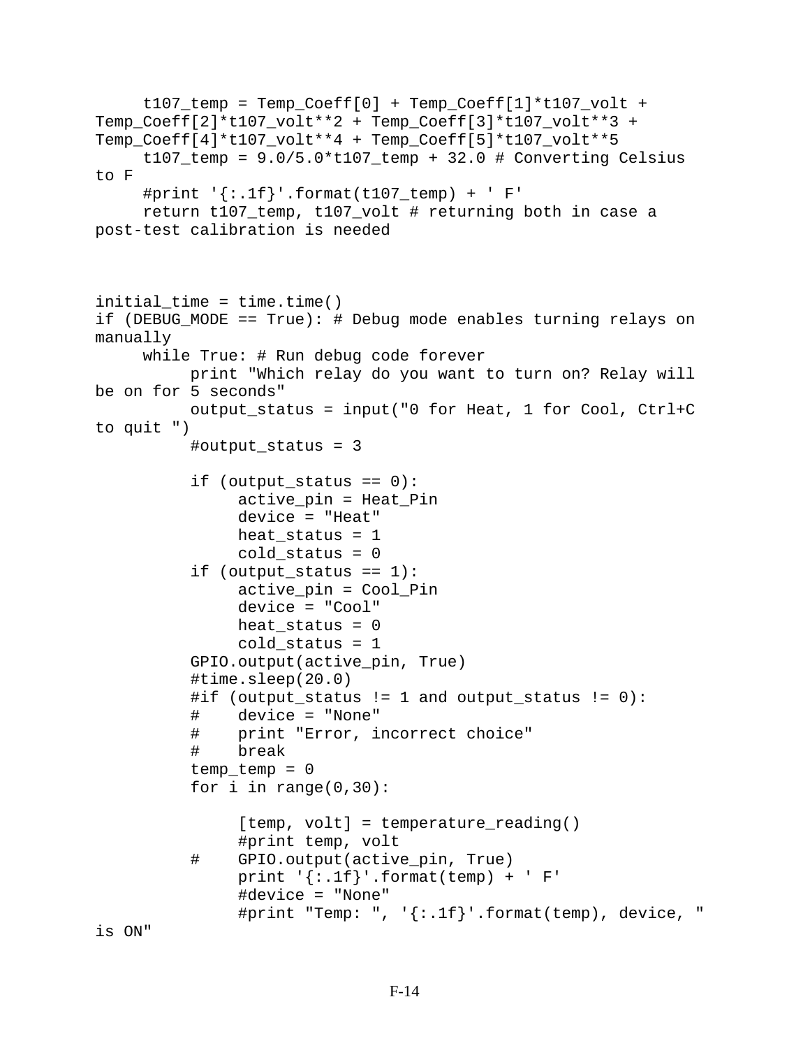```
     t107_temp = Temp_Coeff[0] + Temp_Coeff[1]*t107_volt + 
Temp_Coeff[2]*t107_volt**2 + Temp_Coeff[3]*t107_volt**3 + 
Temp_Coeff[4]*t107_volt**4 + Temp_Coeff[5]*t107_volt**5
     t107_temp = 9.0/5.0*t107_temp + 32.0 # Converting Celsius 
to F
     #print '{:.1f}'.format(t107_temp) + ' F'
     return t107_temp, t107_volt # returning both in case a 
post-test calibration is needed



initial_time = time.time()
if (DEBUG_MODE == True): # Debug mode enables turning relays on 
manually
     while True: # Run debug code forever
          print "Which relay do you want to turn on? Relay will 
be on for 5 seconds"
          output_status = input("0 for Heat, 1 for Cool, Ctrl+C 
to quit ")
          #output_status = 3

          if (output_status == 0):
               active_pin = Heat_Pin
               device = "Heat"
               heat_status = 1
               cold_status = 0
          if (output_status == 1):
               active_pin = Cool_Pin
               device = "Cool"
               heat_status = 0
               cold_status = 1
          GPIO.output(active_pin, True)
          #time.sleep(20.0)
          #if (output_status != 1 and output_status != 0):
          #    device = "None"
          #    print "Error, incorrect choice"
          #    break
          temp_temp = 0
          for i in range(0,30):

               [temp, volt] = temperature_reading()
               #print temp, volt
          #    GPIO.output(active_pin, True)
               print '{:.1f}'.format(temp) + ' F'
               #device = "None"
               #print "Temp: ", '{:.1f}'.format(temp), device, " 
is ON"
```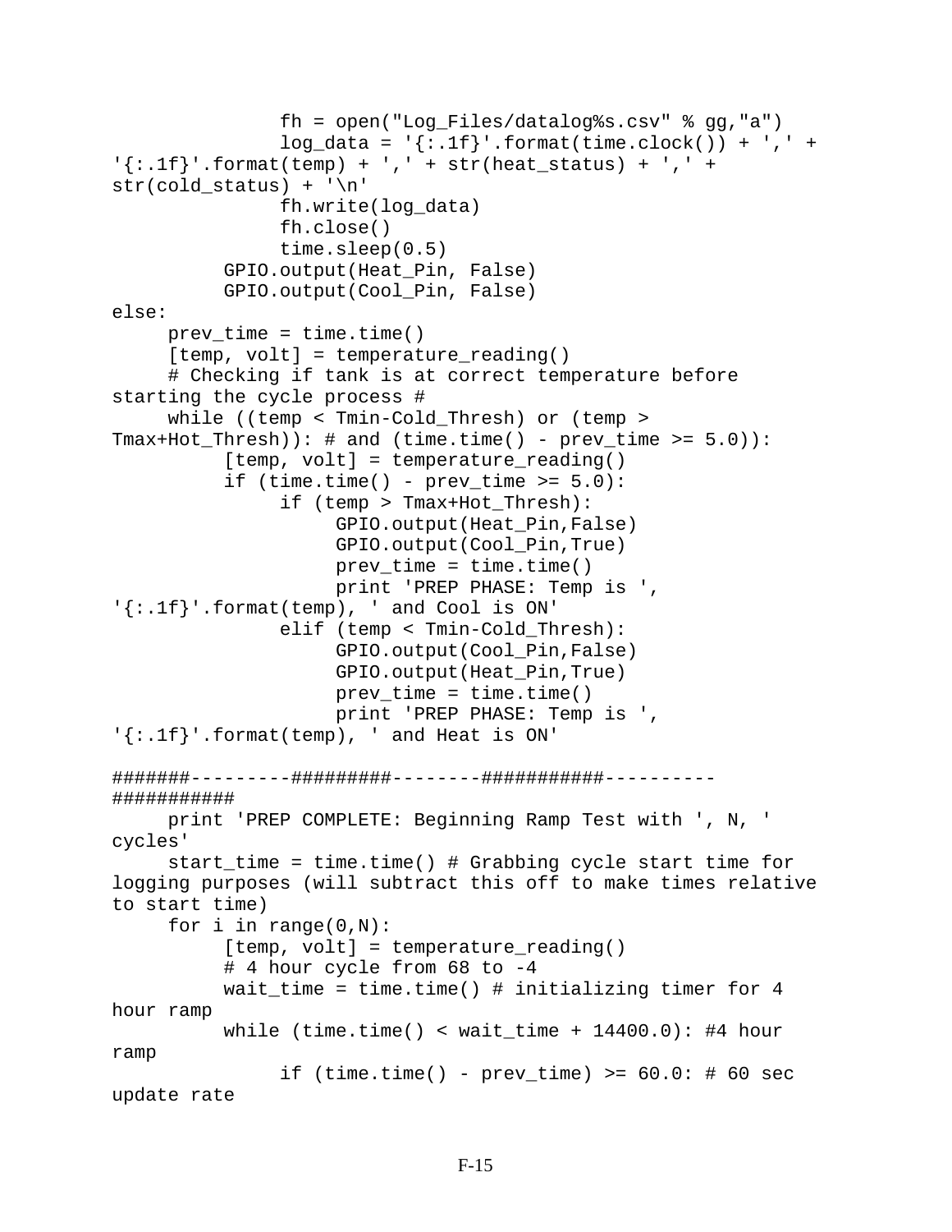```
                fh = open("Log_Files/datalog%s.csv" % gg,"a")
                log_data = '{:.1f}'.format(time.clock()) + ',' +
'{:.1f}'.format(temp) + ',' + str(heat_status) + ',' +
str(cold_status) + '\n'
                fh.write(log_data)
                fh.close()
                time.sleep(0.5)
            GPIO.output(Heat_Pin, False)
            GPIO.output(Cool_Pin, False)
else:
     prev_time = time.time()
     [temp, volt] = temperature_reading()
     # Checking if tank is at correct temperature before
starting the cycle process #
     while ((temp < Tmin-Cold_Thresh) or (temp >
Tmax+Hot_Thresh)): # and (time.time() - prev_time >= 5.0)):
          [temp, volt] = temperature_reading()
          if (time.time() - prev_time >= 5.0):
               if (temp > Tmax+Hot_Thresh):
                    GPIO.output(Heat_Pin,False)
                    GPIO.output(Cool_Pin,True)
                    prev_time = time.time()
                    print 'PREP PHASE: Temp is ',
'{:.1f}'.format(temp), ' and Cool is ON'
               elif (temp < Tmin-Cold_Thresh):
                    GPIO.output(Cool_Pin,False)
                    GPIO.output(Heat_Pin,True)
                    prev_time = time.time()
                    print 'PREP PHASE: Temp is ',
'{:.1f}'.format(temp), ' and Heat is ON'

#######---------#########--------###########----------
###########
     print 'PREP COMPLETE: Beginning Ramp Test with ', N, '
cycles'
     start_time = time.time() # Grabbing cycle start time for
logging purposes (will subtract this off to make times relative
to start time)
     for i in range(0,N):
          [temp, volt] = temperature_reading()
          # 4 hour cycle from 68 to -4
          wait_time = time.time() # initializing timer for 4
hour ramp
          while (time.time() < wait_time + 14400.0): #4 hour
ramp
               if (time.time() - prev_time) >= 60.0: # 60 sec
update rate
```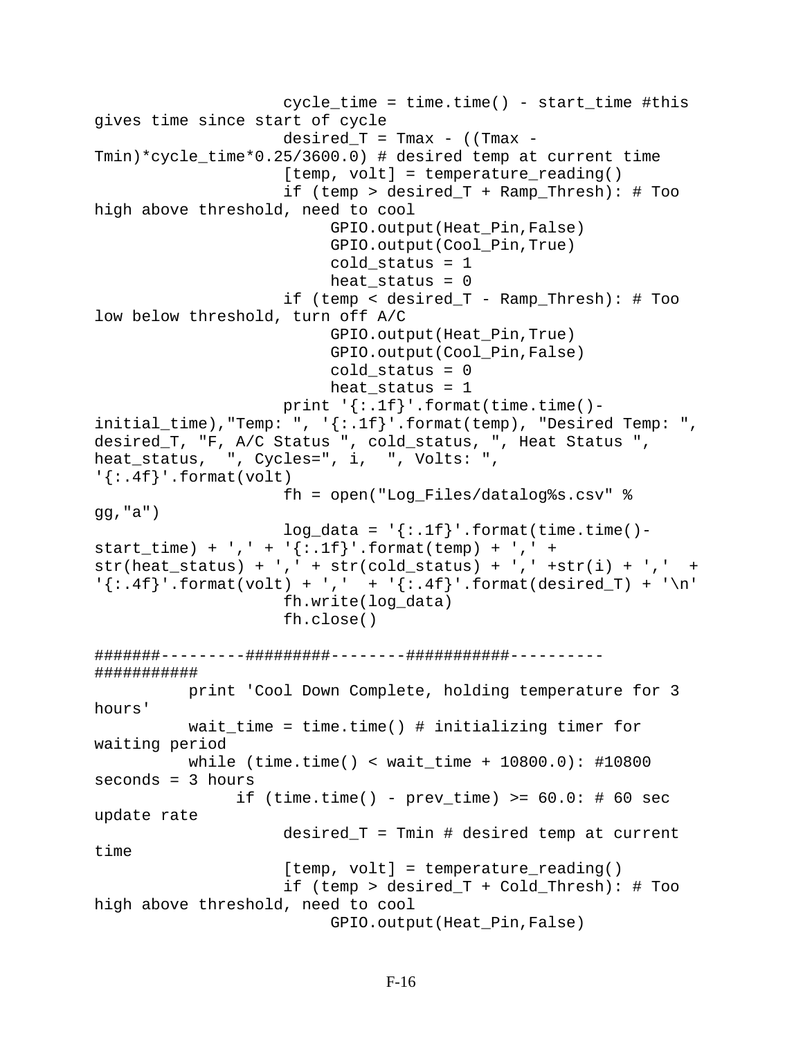```
                    cycle_time = time.time() - start_time #this 
gives time since start of cycle
                    desired_T = Tmax - ((Tmax - 
Tmin)*cycle_time*0.25/3600.0) # desired temp at current time
                    [temp, volt] = temperature_reading()
                    if (temp > desired_T + Ramp_Thresh): # Too 
high above threshold, need to cool
                         GPIO.output(Heat_Pin,False)
                         GPIO.output(Cool_Pin,True)
                         cold_status = 1
                         heat_status = 0
                    if (temp < desired_T - Ramp_Thresh): # Too 
low below threshold, turn off A/C
                         GPIO.output(Heat_Pin,True)
                         GPIO.output(Cool_Pin,False)
                         cold_status = 0
                         heat_status = 1
                    print '{:.1f}'.format(time.time()-
initial_time),"Temp: ", '{:.1f}'.format(temp), "Desired Temp: ", 
desired_T, "F, A/C Status ", cold_status, ", Heat Status ", 
heat_status,  ", Cycles=", i,  ", Volts: ", 
'{:.4f}'.format(volt)
                    fh = open("Log_Files/datalog%s.csv" % 
gg,"a")
                    log_data = '{:.1f}'.format(time.time()-
start_time) + ',' + '{:.1f}'.format(temp) + ',' + 
str(heat_status) + ',' + str(cold_status) + ',' +str(i) + ','  + 
'{:.4f}'.format(volt) + ','  + '{:.4f}'.format(desired_T) + '\n'
                    fh.write(log_data)
                    fh.close()

#######---------#########--------##########----------
###########
          print 'Cool Down Complete, holding temperature for 3 
hours'
          wait_time = time.time() # initializing timer for 
waiting period
          while (time.time() < wait_time + 10800.0): #10800 
seconds = 3 hours
               if (time.time() - prev_time) >= 60.0: # 60 sec 
update rate
                    desired_T = Tmin # desired temp at current 
time
                    [temp, volt] = temperature_reading()
                    if (temp > desired_T + Cold_Thresh): # Too 
high above threshold, need to cool
                         GPIO.output(Heat_Pin,False)
```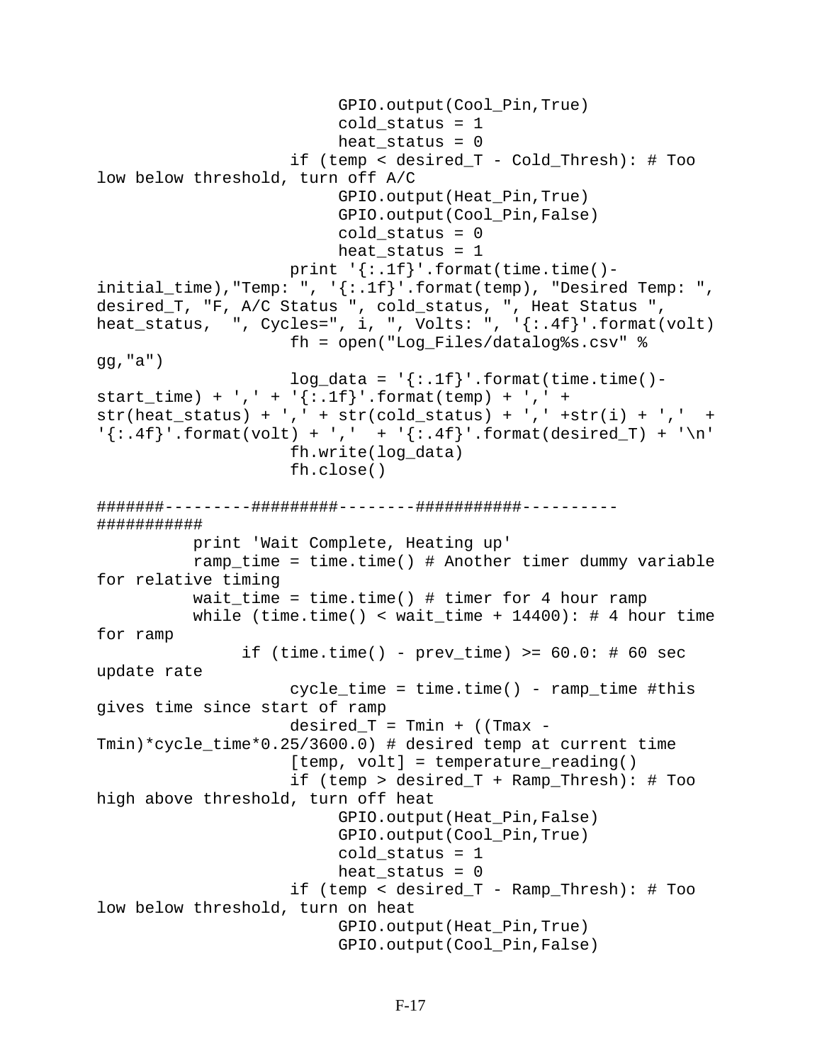```
                        GPIO.output(Cool_Pin,True)
                        cold_status = 1
                        heat_status = 0
                    if (temp < desired_T - Cold_Thresh): # Too
low below threshold, turn off A/C
                        GPIO.output(Heat_Pin,True)
                        GPIO.output(Cool_Pin,False)
                        cold_status = 0
                        heat_status = 1
                    print '{:.1f}'.format(time.time()-
initial_time),"Temp: ", '{:.1f}'.format(temp), "Desired Temp: ",
desired_T, "F, A/C Status ", cold_status, ", Heat Status ",
heat_status,  ", Cycles=", i, ", Volts: ", '{:.4f}'.format(volt)
                    fh = open("Log_Files/datalog%s.csv" %
gg,"a")
                    log_data = '{:.1f}'.format(time.time()-
start_time) + ',' + '{:.1f}'.format(temp) + ',' +
str(heat_status) + ',' + str(cold_status) + ',' +str(i) + ','  +
'{:.4f}'.format(volt) + ','  + '{:.4f}'.format(desired_T) + '\n'
                    fh.write(log_data)
                    fh.close()

#######---------#########--------##########----------
###########
          print 'Wait Complete, Heating up'
          ramp_time = time.time() # Another timer dummy variable
for relative timing
          wait_time = time.time() # timer for 4 hour ramp
          while (time.time() < wait_time + 14400): # 4 hour time
for ramp
               if (time.time() - prev_time) >= 60.0: # 60 sec
update rate
                    cycle_time = time.time() - ramp_time #this
gives time since start of ramp
                    desired_T = Tmin + ((Tmax -
Tmin)*cycle_time*0.25/3600.0) # desired temp at current time
                    [temp, volt] = temperature_reading()
                    if (temp > desired_T + Ramp_Thresh): # Too
high above threshold, turn off heat
                        GPIO.output(Heat_Pin,False)
                        GPIO.output(Cool_Pin,True)
                        cold_status = 1
                        heat_status = 0
                    if (temp < desired_T - Ramp_Thresh): # Too
low below threshold, turn on heat
                        GPIO.output(Heat_Pin,True)
                        GPIO.output(Cool_Pin,False)
```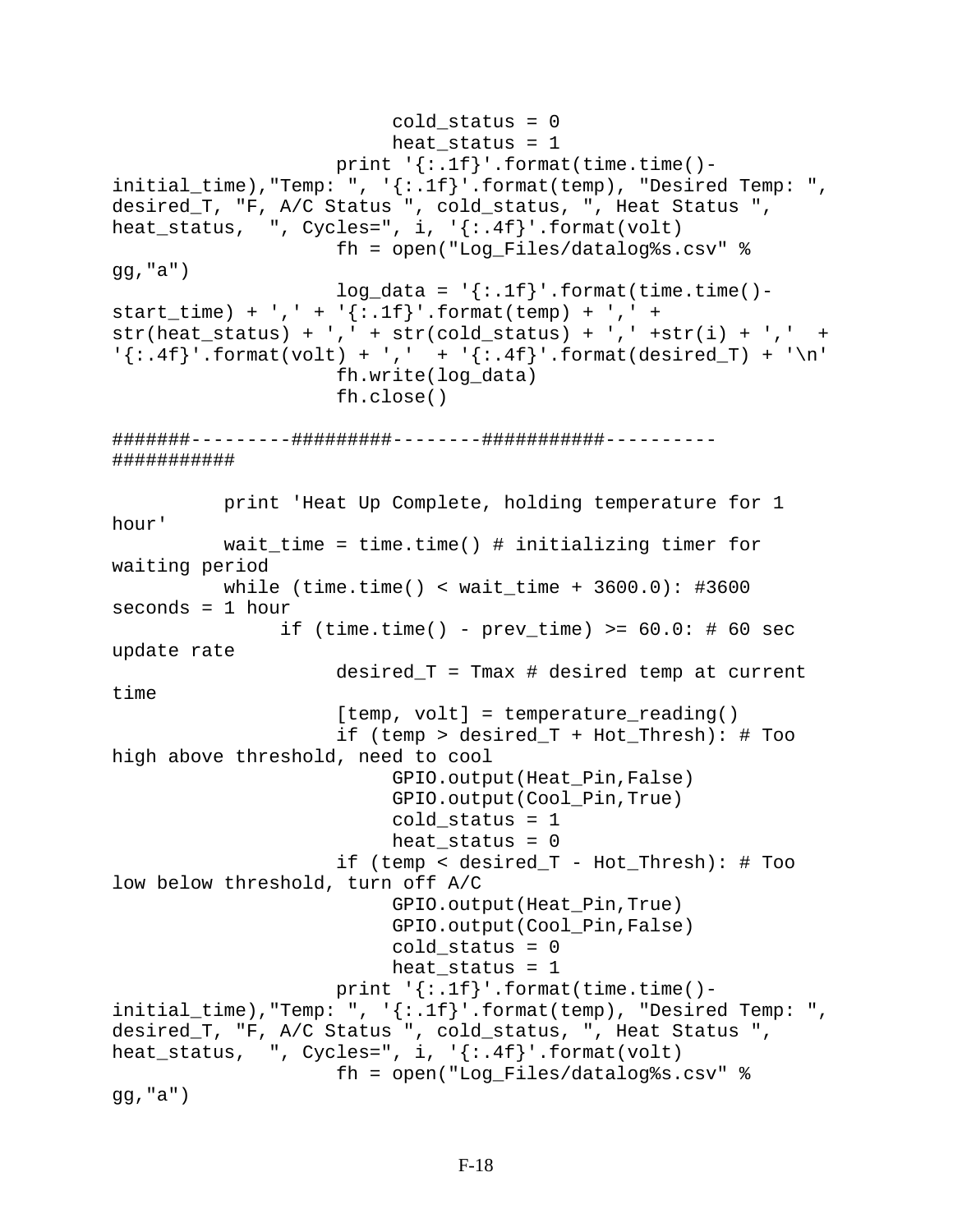```
                        cold_status = 0
                        heat_status = 1
                    print '{:.1f}'.format(time.time()-
initial_time),"Temp: ", '{:.1f}'.format(temp), "Desired Temp: ",
desired_T, "F, A/C Status ", cold_status, ", Heat Status ",
heat_status,  ", Cycles=", i, '{:.4f}'.format(volt)
                    fh = open("Log_Files/datalog%s.csv" %
gg,"a")
                    log_data = '{:.1f}'.format(time.time()-
start_time) + ',' + '{:.1f}'.format(temp) + ',' +
str(heat_status) + ',' + str(cold_status) + ',' +str(i) + ','  +
'{:.4f}'.format(volt) + ','  + '{:.4f}'.format(desired_T) + '\n'
                    fh.write(log_data)
                    fh.close()

#######---------########-------##########----------
###########

        print 'Heat Up Complete, holding temperature for 1
hour'
        wait_time = time.time() # initializing timer for
waiting period
        while (time.time() < wait_time + 3600.0): #3600
seconds = 1 hour
              if (time.time() - prev_time) >= 60.0: # 60 sec
update rate
                    desired_T = Tmax # desired temp at current
time
                    [temp, volt] = temperature_reading()
                    if (temp > desired_T + Hot_Thresh): # Too
high above threshold, need to cool
                        GPIO.output(Heat_Pin,False)
                        GPIO.output(Cool_Pin,True)
                        cold_status = 1
                        heat_status = 0
                    if (temp < desired_T - Hot_Thresh): # Too
low below threshold, turn off A/C
                        GPIO.output(Heat_Pin,True)
                        GPIO.output(Cool_Pin,False)
                        cold_status = 0
                        heat_status = 1
                    print '{:.1f}'.format(time.time()-
initial_time),"Temp: ", '{:.1f}'.format(temp), "Desired Temp: ",
desired_T, "F, A/C Status ", cold_status, ", Heat Status ",
heat_status,  ", Cycles=", i, '{:.4f}'.format(volt)
                    fh = open("Log_Files/datalog%s.csv" %
gg,"a")
```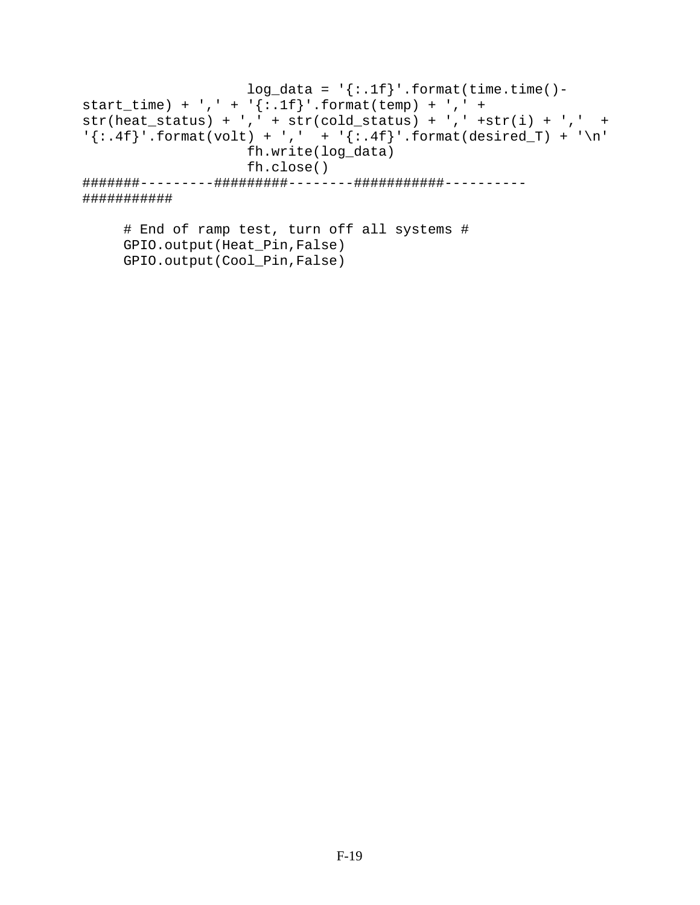```
                    log_data = '{:.1f}'.format(time.time()-
start_time) + ',' + '{:.1f}'.format(temp) + ',' +
str(heat_status) + ',' + str(cold_status) + ',' +str(i) + ','  +
'{:.4f}'.format(volt) + ','  + '{:.4f}'.format(desired_T) + '\n'
                    fh.write(log_data)
                    fh.close()
#######---------########-------##########----------
###########

     # End of ramp test, turn off all systems #
     GPIO.output(Heat_Pin,False)
     GPIO.output(Cool_Pin,False)
```